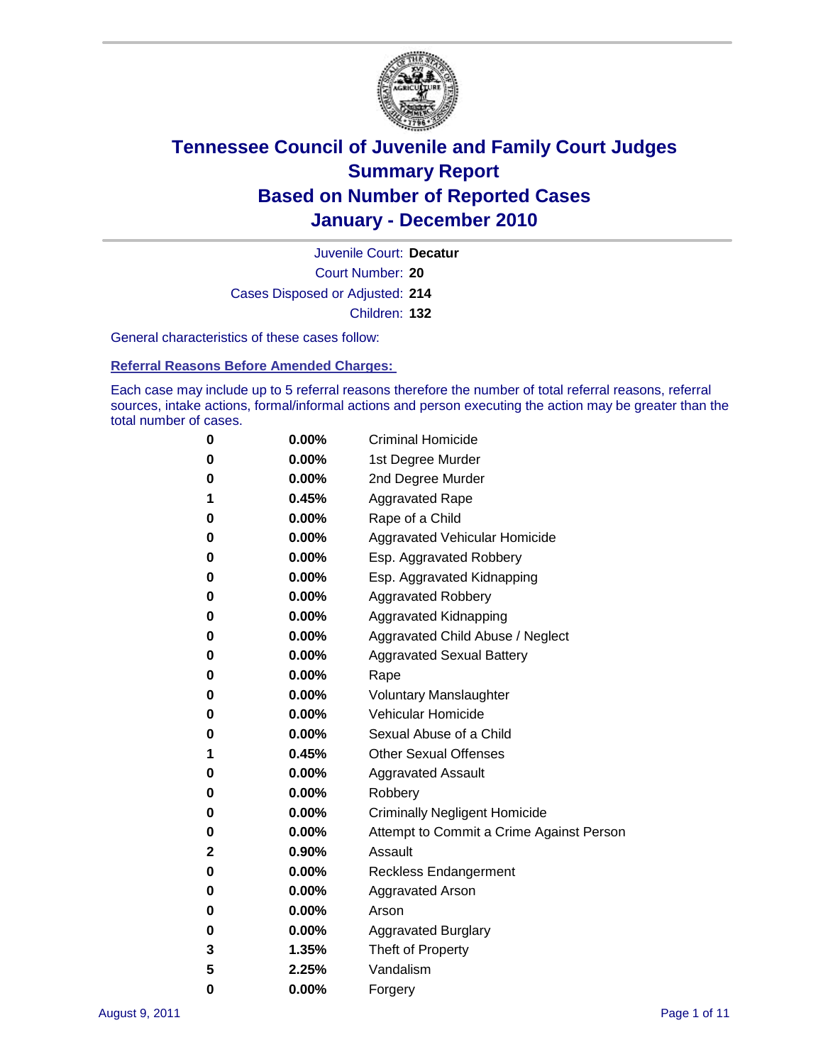# Tennessee Council of Juvenile and Family Court Judges
## Summary Report
## Based on Number of Reported Cases
## January - December 2010

Juvenile Court: **Decatur**

Court Number: **20**

Cases Disposed or Adjusted: **214**

Children: **132**

General characteristics of these cases follow:

### Referral Reasons Before Amended Charges:

Each case may include up to 5 referral reasons therefore the number of total referral reasons, referral sources, intake actions, formal/informal actions and person executing the action may be greater than the total number of cases.

| Count | Percent | Reason |
|---|---|---|
| 0 | 0.00% | Criminal Homicide |
| 0 | 0.00% | 1st Degree Murder |
| 0 | 0.00% | 2nd Degree Murder |
| 1 | 0.45% | Aggravated Rape |
| 0 | 0.00% | Rape of a Child |
| 0 | 0.00% | Aggravated Vehicular Homicide |
| 0 | 0.00% | Esp. Aggravated Robbery |
| 0 | 0.00% | Esp. Aggravated Kidnapping |
| 0 | 0.00% | Aggravated Robbery |
| 0 | 0.00% | Aggravated Kidnapping |
| 0 | 0.00% | Aggravated Child Abuse / Neglect |
| 0 | 0.00% | Aggravated Sexual Battery |
| 0 | 0.00% | Rape |
| 0 | 0.00% | Voluntary Manslaughter |
| 0 | 0.00% | Vehicular Homicide |
| 0 | 0.00% | Sexual Abuse of a Child |
| 1 | 0.45% | Other Sexual Offenses |
| 0 | 0.00% | Aggravated Assault |
| 0 | 0.00% | Robbery |
| 0 | 0.00% | Criminally Negligent Homicide |
| 0 | 0.00% | Attempt to Commit a Crime Against Person |
| 2 | 0.90% | Assault |
| 0 | 0.00% | Reckless Endangerment |
| 0 | 0.00% | Aggravated Arson |
| 0 | 0.00% | Arson |
| 0 | 0.00% | Aggravated Burglary |
| 3 | 1.35% | Theft of Property |
| 5 | 2.25% | Vandalism |
| 0 | 0.00% | Forgery |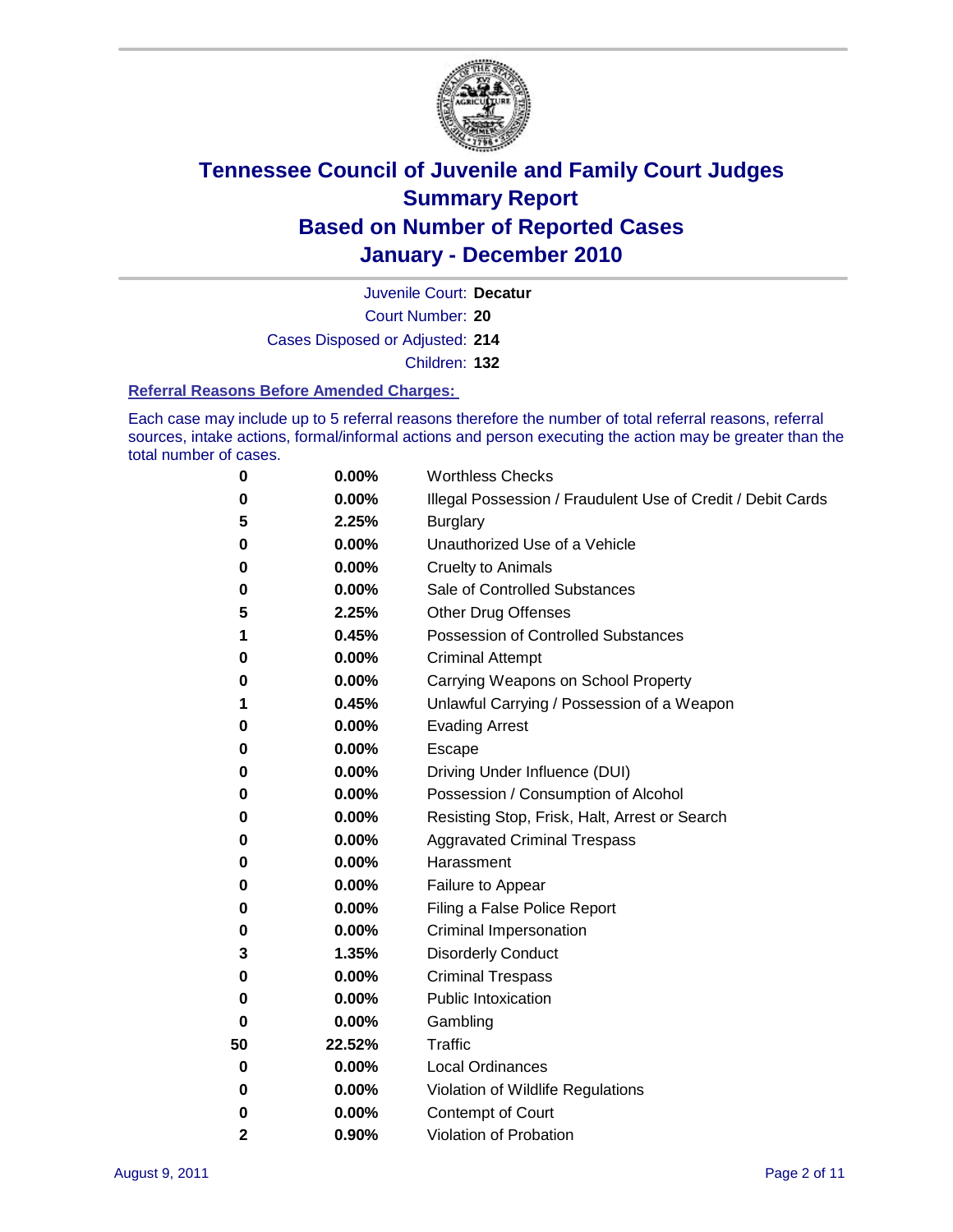# Tennessee Council of Juvenile and Family Court Judges
# Summary Report
# Based on Number of Reported Cases
# January - December 2010

Juvenile Court: **Decatur**

Court Number: **20**

Cases Disposed or Adjusted: **214**

Children: **132**

### Referral Reasons Before Amended Charges:

Each case may include up to 5 referral reasons therefore the number of total referral reasons, referral sources, intake actions, formal/informal actions and person executing the action may be greater than the total number of cases.

| Count | Percent | Referral Reason |
|---|---|---|
| 0 | 0.00% | Worthless Checks |
| 0 | 0.00% | Illegal Possession / Fraudulent Use of Credit / Debit Cards |
| 5 | 2.25% | Burglary |
| 0 | 0.00% | Unauthorized Use of a Vehicle |
| 0 | 0.00% | Cruelty to Animals |
| 0 | 0.00% | Sale of Controlled Substances |
| 5 | 2.25% | Other Drug Offenses |
| 1 | 0.45% | Possession of Controlled Substances |
| 0 | 0.00% | Criminal Attempt |
| 0 | 0.00% | Carrying Weapons on School Property |
| 1 | 0.45% | Unlawful Carrying / Possession of a Weapon |
| 0 | 0.00% | Evading Arrest |
| 0 | 0.00% | Escape |
| 0 | 0.00% | Driving Under Influence (DUI) |
| 0 | 0.00% | Possession / Consumption of Alcohol |
| 0 | 0.00% | Resisting Stop, Frisk, Halt, Arrest or Search |
| 0 | 0.00% | Aggravated Criminal Trespass |
| 0 | 0.00% | Harassment |
| 0 | 0.00% | Failure to Appear |
| 0 | 0.00% | Filing a False Police Report |
| 0 | 0.00% | Criminal Impersonation |
| 3 | 1.35% | Disorderly Conduct |
| 0 | 0.00% | Criminal Trespass |
| 0 | 0.00% | Public Intoxication |
| 0 | 0.00% | Gambling |
| 50 | 22.52% | Traffic |
| 0 | 0.00% | Local Ordinances |
| 0 | 0.00% | Violation of Wildlife Regulations |
| 0 | 0.00% | Contempt of Court |
| 2 | 0.90% | Violation of Probation |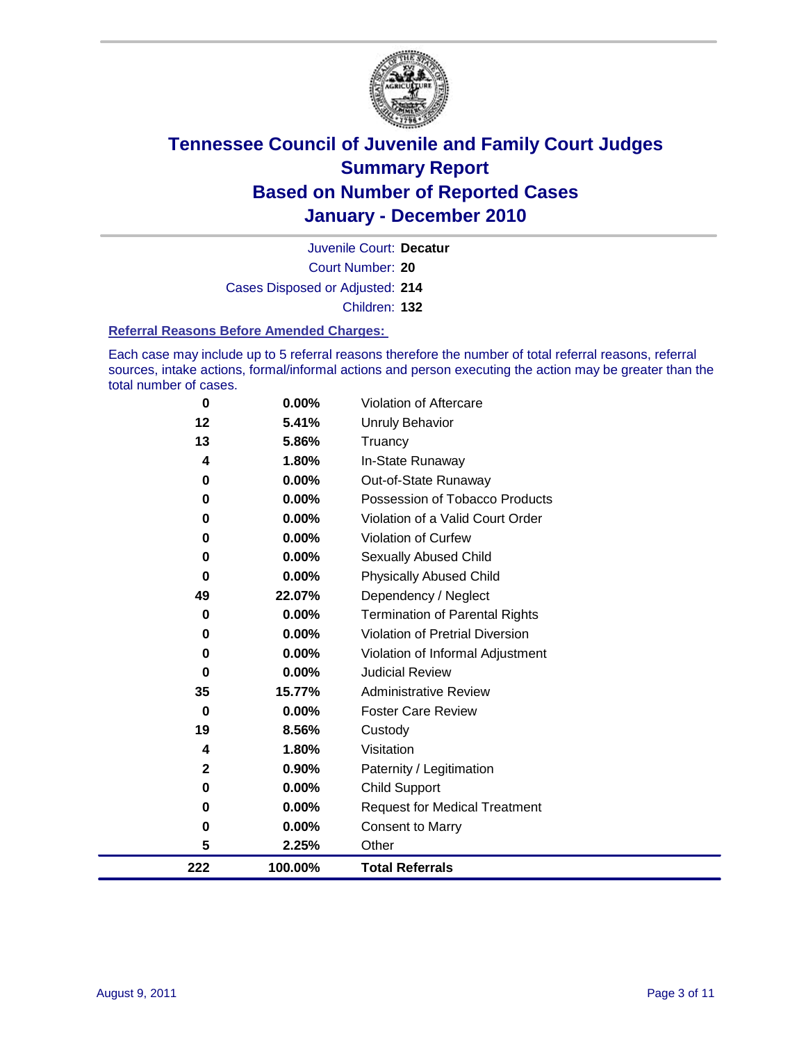# Tennessee Council of Juvenile and Family Court Judges
## Summary Report
## Based on Number of Reported Cases
## January - December 2010

Juvenile Court: **Decatur**
Court Number: **20**
Cases Disposed or Adjusted: **214**
Children: **132**

### Referral Reasons Before Amended Charges:

Each case may include up to 5 referral reasons therefore the number of total referral reasons, referral sources, intake actions, formal/informal actions and person executing the action may be greater than the total number of cases.

| Count | Percent | Reason |
|---|---|---|
| 0 | 0.00% | Violation of Aftercare |
| 12 | 5.41% | Unruly Behavior |
| 13 | 5.86% | Truancy |
| 4 | 1.80% | In-State Runaway |
| 0 | 0.00% | Out-of-State Runaway |
| 0 | 0.00% | Possession of Tobacco Products |
| 0 | 0.00% | Violation of a Valid Court Order |
| 0 | 0.00% | Violation of Curfew |
| 0 | 0.00% | Sexually Abused Child |
| 0 | 0.00% | Physically Abused Child |
| 49 | 22.07% | Dependency / Neglect |
| 0 | 0.00% | Termination of Parental Rights |
| 0 | 0.00% | Violation of Pretrial Diversion |
| 0 | 0.00% | Violation of Informal Adjustment |
| 0 | 0.00% | Judicial Review |
| 35 | 15.77% | Administrative Review |
| 0 | 0.00% | Foster Care Review |
| 19 | 8.56% | Custody |
| 4 | 1.80% | Visitation |
| 2 | 0.90% | Paternity / Legitimation |
| 0 | 0.00% | Child Support |
| 0 | 0.00% | Request for Medical Treatment |
| 0 | 0.00% | Consent to Marry |
| 5 | 2.25% | Other |
| **222** | **100.00%** | **Total Referrals** |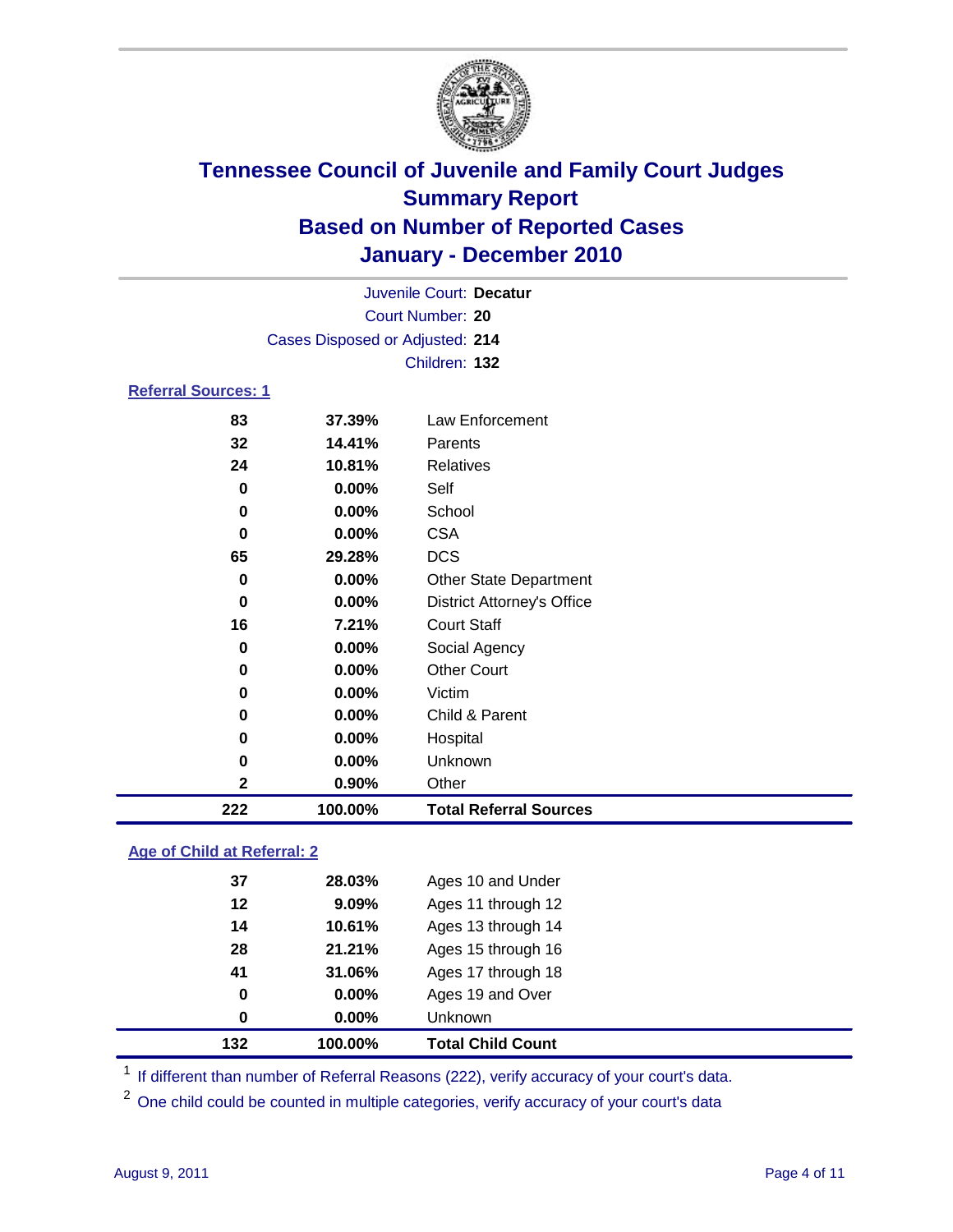# Tennessee Council of Juvenile and Family Court Judges
## Summary Report
## Based on Number of Reported Cases
## January - December 2010

Juvenile Court: **Decatur**
Court Number: **20**
Cases Disposed or Adjusted: **214**
Children: **132**

### Referral Sources: 1

| | | |
|---|---|---|
| 83 | 37.39% | Law Enforcement |
| 32 | 14.41% | Parents |
| 24 | 10.81% | Relatives |
| 0 | 0.00% | Self |
| 0 | 0.00% | School |
| 0 | 0.00% | CSA |
| 65 | 29.28% | DCS |
| 0 | 0.00% | Other State Department |
| 0 | 0.00% | District Attorney's Office |
| 16 | 7.21% | Court Staff |
| 0 | 0.00% | Social Agency |
| 0 | 0.00% | Other Court |
| 0 | 0.00% | Victim |
| 0 | 0.00% | Child & Parent |
| 0 | 0.00% | Hospital |
| 0 | 0.00% | Unknown |
| 2 | 0.90% | Other |
| **222** | **100.00%** | **Total Referral Sources** |

### Age of Child at Referral: 2

| | | |
|---|---|---|
| 37 | 28.03% | Ages 10 and Under |
| 12 | 9.09% | Ages 11 through 12 |
| 14 | 10.61% | Ages 13 through 14 |
| 28 | 21.21% | Ages 15 through 16 |
| 41 | 31.06% | Ages 17 through 18 |
| 0 | 0.00% | Ages 19 and Over |
| 0 | 0.00% | Unknown |
| **132** | **100.00%** | **Total Child Count** |

[1] If different than number of Referral Reasons (222), verify accuracy of your court's data.

[2] One child could be counted in multiple categories, verify accuracy of your court's data

August 9, 2011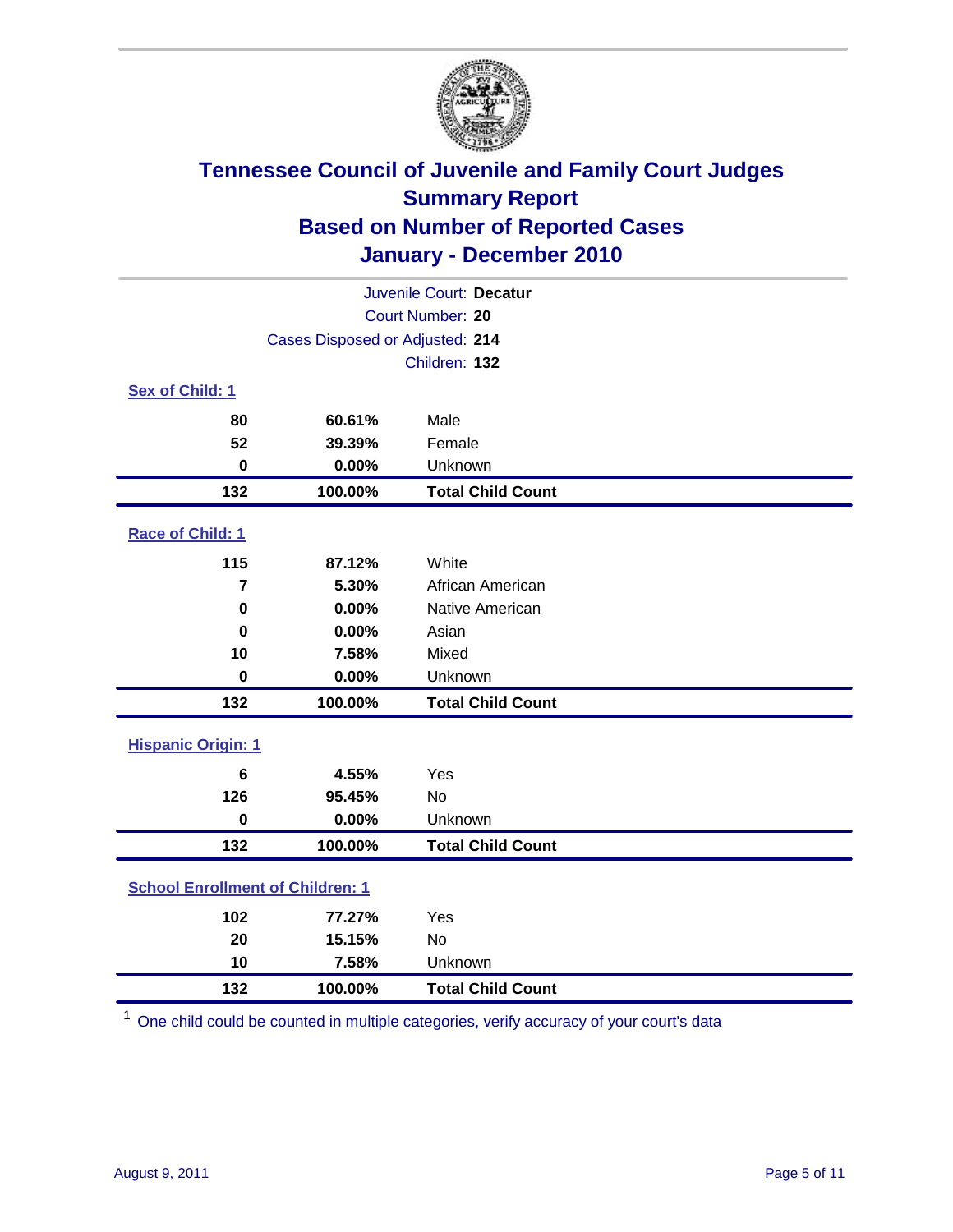# Tennessee Council of Juvenile and Family Court Judges
## Summary Report
## Based on Number of Reported Cases
## January - December 2010

Juvenile Court: **Decatur**
Court Number: **20**
Cases Disposed or Adjusted: **214**
Children: **132**

### Sex of Child: 1

| Count | Percent | Category |
|---|---|---|
| 80 | 60.61% | Male |
| 52 | 39.39% | Female |
| 0 | 0.00% | Unknown |
| **132** | **100.00%** | **Total Child Count** |

### Race of Child: 1

| Count | Percent | Category |
|---|---|---|
| 115 | 87.12% | White |
| 7 | 5.30% | African American |
| 0 | 0.00% | Native American |
| 0 | 0.00% | Asian |
| 10 | 7.58% | Mixed |
| 0 | 0.00% | Unknown |
| **132** | **100.00%** | **Total Child Count** |

### Hispanic Origin: 1

| Count | Percent | Category |
|---|---|---|
| 6 | 4.55% | Yes |
| 126 | 95.45% | No |
| 0 | 0.00% | Unknown |
| **132** | **100.00%** | **Total Child Count** |

### School Enrollment of Children: 1

| Count | Percent | Category |
|---|---|---|
| 102 | 77.27% | Yes |
| 20 | 15.15% | No |
| 10 | 7.58% | Unknown |
| **132** | **100.00%** | **Total Child Count** |

[1] One child could be counted in multiple categories, verify accuracy of your court's data

August 9, 2011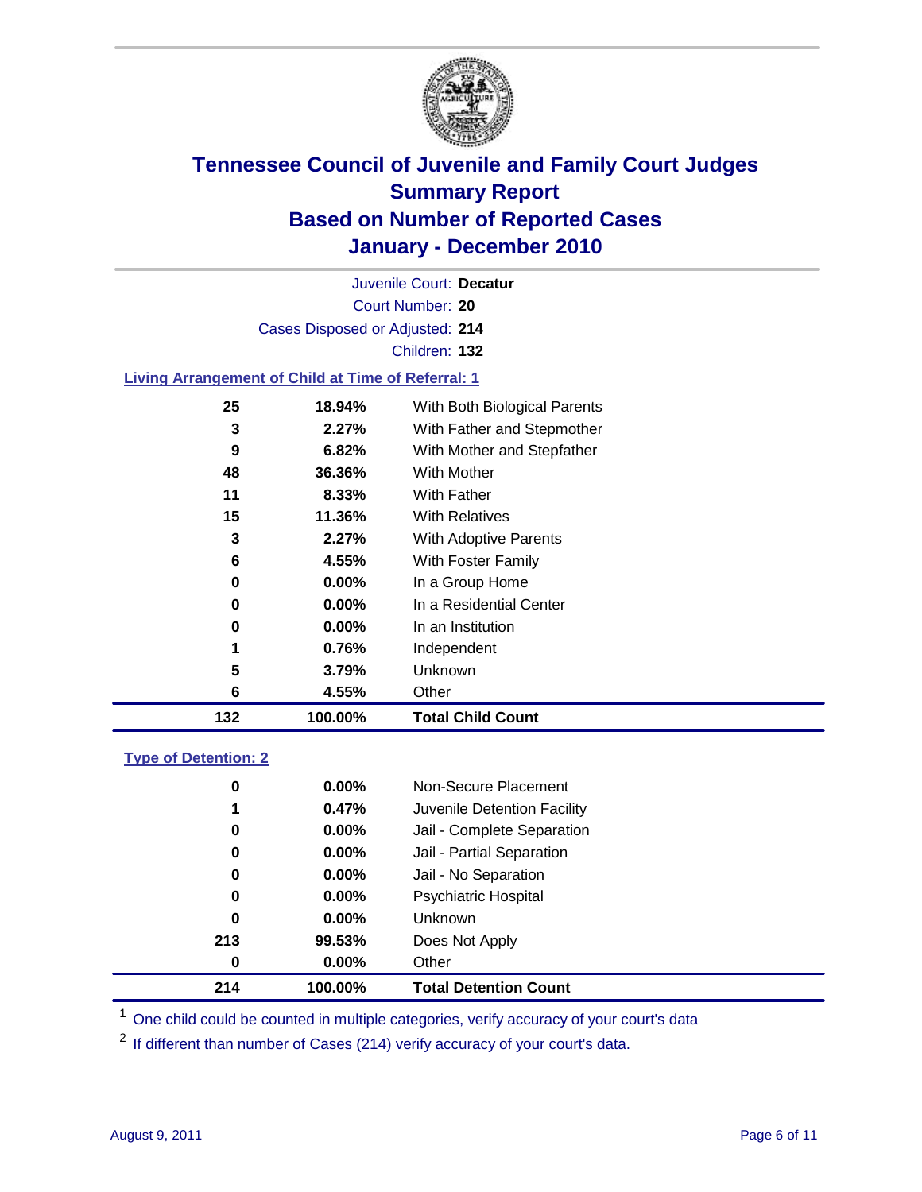# Tennessee Council of Juvenile and Family Court Judges
## Summary Report
## Based on Number of Reported Cases
## January - December 2010

Juvenile Court: **Decatur**
Court Number: **20**
Cases Disposed or Adjusted: **214**
Children: **132**

### Living Arrangement of Child at Time of Referral: 1

| Count | Percent | Category |
|---|---|---|
| 25 | 18.94% | With Both Biological Parents |
| 3 | 2.27% | With Father and Stepmother |
| 9 | 6.82% | With Mother and Stepfather |
| 48 | 36.36% | With Mother |
| 11 | 8.33% | With Father |
| 15 | 11.36% | With Relatives |
| 3 | 2.27% | With Adoptive Parents |
| 6 | 4.55% | With Foster Family |
| 0 | 0.00% | In a Group Home |
| 0 | 0.00% | In a Residential Center |
| 0 | 0.00% | In an Institution |
| 1 | 0.76% | Independent |
| 5 | 3.79% | Unknown |
| 6 | 4.55% | Other |
| **132** | **100.00%** | **Total Child Count** |

### Type of Detention: 2

| Count | Percent | Category |
|---|---|---|
| 0 | 0.00% | Non-Secure Placement |
| 1 | 0.47% | Juvenile Detention Facility |
| 0 | 0.00% | Jail - Complete Separation |
| 0 | 0.00% | Jail - Partial Separation |
| 0 | 0.00% | Jail - No Separation |
| 0 | 0.00% | Psychiatric Hospital |
| 0 | 0.00% | Unknown |
| 213 | 99.53% | Does Not Apply |
| 0 | 0.00% | Other |
| **214** | **100.00%** | **Total Detention Count** |

[1] One child could be counted in multiple categories, verify accuracy of your court's data

[2] If different than number of Cases (214) verify accuracy of your court's data.

August 9, 2011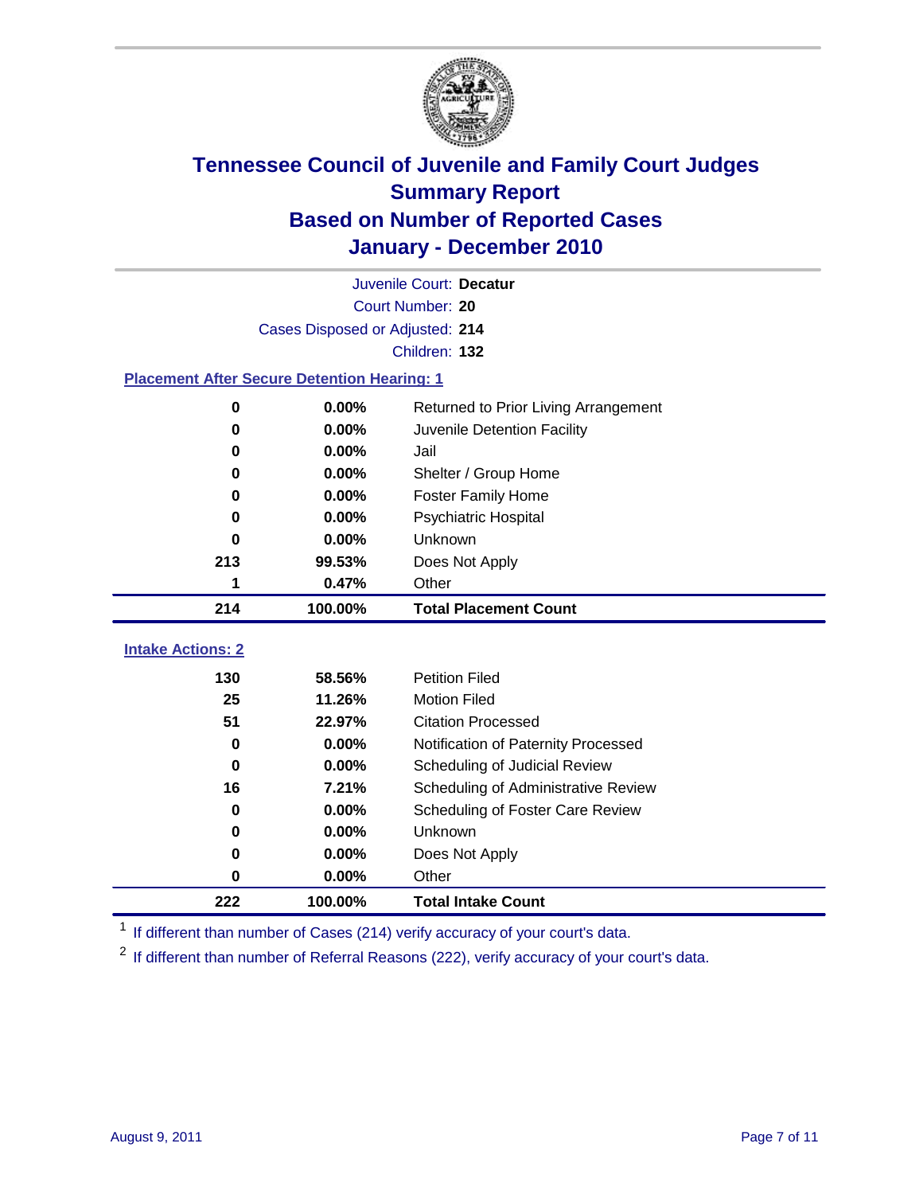# Tennessee Council of Juvenile and Family Court Judges
## Summary Report
## Based on Number of Reported Cases
## January - December 2010

Juvenile Court: **Decatur**

Court Number: **20**

Cases Disposed or Adjusted: **214**

Children: **132**

### Placement After Secure Detention Hearing: 1

| Count | Percent | Placement |
|---|---|---|
| 0 | 0.00% | Returned to Prior Living Arrangement |
| 0 | 0.00% | Juvenile Detention Facility |
| 0 | 0.00% | Jail |
| 0 | 0.00% | Shelter / Group Home |
| 0 | 0.00% | Foster Family Home |
| 0 | 0.00% | Psychiatric Hospital |
| 0 | 0.00% | Unknown |
| 213 | 99.53% | Does Not Apply |
| 1 | 0.47% | Other |
| **214** | **100.00%** | **Total Placement Count** |

### Intake Actions: 2

| Count | Percent | Intake Action |
|---|---|---|
| 130 | 58.56% | Petition Filed |
| 25 | 11.26% | Motion Filed |
| 51 | 22.97% | Citation Processed |
| 0 | 0.00% | Notification of Paternity Processed |
| 0 | 0.00% | Scheduling of Judicial Review |
| 16 | 7.21% | Scheduling of Administrative Review |
| 0 | 0.00% | Scheduling of Foster Care Review |
| 0 | 0.00% | Unknown |
| 0 | 0.00% | Does Not Apply |
| 0 | 0.00% | Other |
| **222** | **100.00%** | **Total Intake Count** |

[1] If different than number of Cases (214) verify accuracy of your court's data.

[2] If different than number of Referral Reasons (222), verify accuracy of your court's data.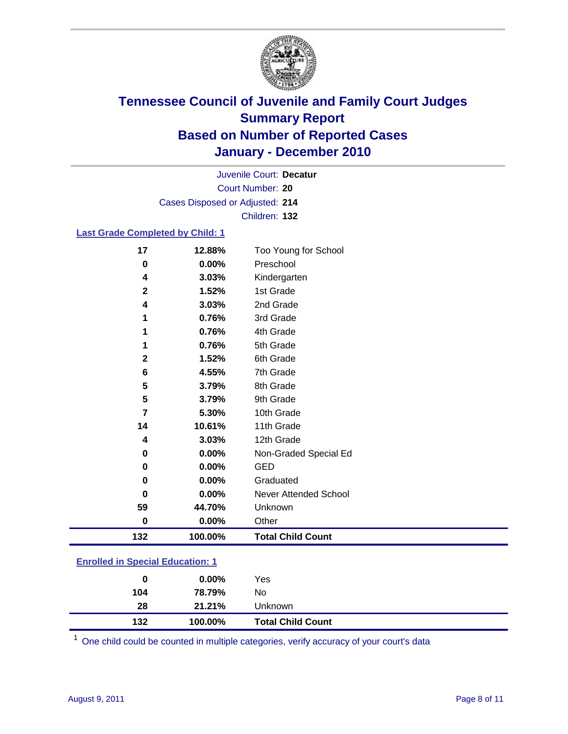# Tennessee Council of Juvenile and Family Court Judges
## Summary Report
## Based on Number of Reported Cases
## January - December 2010

Juvenile Court: **Decatur**
Court Number: **20**
Cases Disposed or Adjusted: **214**
Children: **132**

### Last Grade Completed by Child: 1

| Count | Percent | Category |
|---|---|---|
| 17 | 12.88% | Too Young for School |
| 0 | 0.00% | Preschool |
| 4 | 3.03% | Kindergarten |
| 2 | 1.52% | 1st Grade |
| 4 | 3.03% | 2nd Grade |
| 1 | 0.76% | 3rd Grade |
| 1 | 0.76% | 4th Grade |
| 1 | 0.76% | 5th Grade |
| 2 | 1.52% | 6th Grade |
| 6 | 4.55% | 7th Grade |
| 5 | 3.79% | 8th Grade |
| 5 | 3.79% | 9th Grade |
| 7 | 5.30% | 10th Grade |
| 14 | 10.61% | 11th Grade |
| 4 | 3.03% | 12th Grade |
| 0 | 0.00% | Non-Graded Special Ed |
| 0 | 0.00% | GED |
| 0 | 0.00% | Graduated |
| 0 | 0.00% | Never Attended School |
| 59 | 44.70% | Unknown |
| 0 | 0.00% | Other |
| **132** | **100.00%** | **Total Child Count** |

### Enrolled in Special Education: 1

| Count | Percent | Category |
|---|---|---|
| 0 | 0.00% | Yes |
| 104 | 78.79% | No |
| 28 | 21.21% | Unknown |
| **132** | **100.00%** | **Total Child Count** |

[1] One child could be counted in multiple categories, verify accuracy of your court's data

August 9, 2011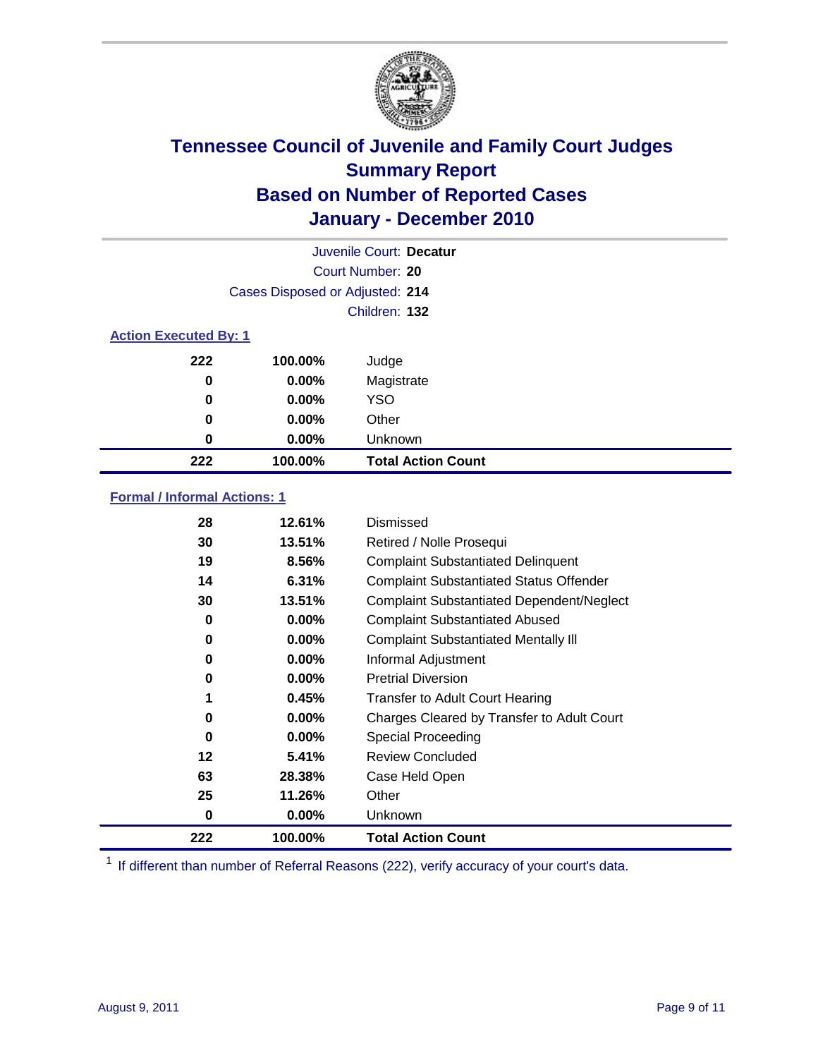# Tennessee Council of Juvenile and Family Court Judges
## Summary Report
## Based on Number of Reported Cases
## January - December 2010

Juvenile Court: **Decatur**

Court Number: **20**

Cases Disposed or Adjusted: **214**

Children: **132**

### Action Executed By: 1

| | | |
|---|---|---|
| 222 | 100.00% | Judge |
| 0 | 0.00% | Magistrate |
| 0 | 0.00% | YSO |
| 0 | 0.00% | Other |
| 0 | 0.00% | Unknown |
| **222** | **100.00%** | **Total Action Count** |

### Formal / Informal Actions: 1

| | | |
|---|---|---|
| 28 | 12.61% | Dismissed |
| 30 | 13.51% | Retired / Nolle Prosequi |
| 19 | 8.56% | Complaint Substantiated Delinquent |
| 14 | 6.31% | Complaint Substantiated Status Offender |
| 30 | 13.51% | Complaint Substantiated Dependent/Neglect |
| 0 | 0.00% | Complaint Substantiated Abused |
| 0 | 0.00% | Complaint Substantiated Mentally Ill |
| 0 | 0.00% | Informal Adjustment |
| 0 | 0.00% | Pretrial Diversion |
| 1 | 0.45% | Transfer to Adult Court Hearing |
| 0 | 0.00% | Charges Cleared by Transfer to Adult Court |
| 0 | 0.00% | Special Proceeding |
| 12 | 5.41% | Review Concluded |
| 63 | 28.38% | Case Held Open |
| 25 | 11.26% | Other |
| 0 | 0.00% | Unknown |
| **222** | **100.00%** | **Total Action Count** |

[1] If different than number of Referral Reasons (222), verify accuracy of your court's data.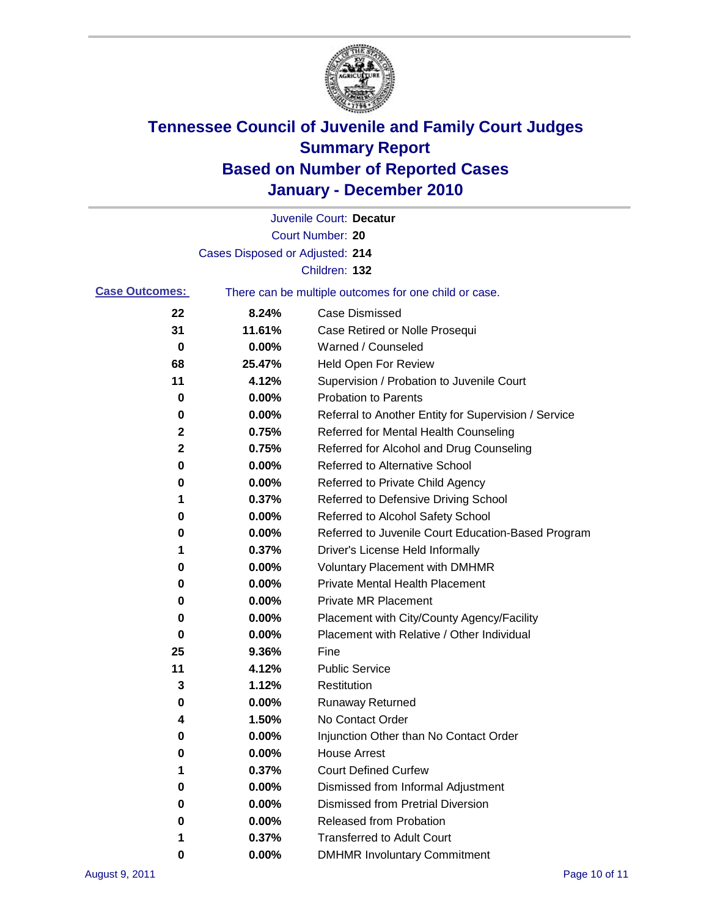# Tennessee Council of Juvenile and Family Court Judges
## Summary Report
## Based on Number of Reported Cases
## January - December 2010

Juvenile Court: **Decatur**
Court Number: **20**
Cases Disposed or Adjusted: **214**
Children: **132**

**Case Outcomes:** There can be multiple outcomes for one child or case.

| Count | Percent | Outcome |
|---|---|---|
| 22 | 8.24% | Case Dismissed |
| 31 | 11.61% | Case Retired or Nolle Prosequi |
| 0 | 0.00% | Warned / Counseled |
| 68 | 25.47% | Held Open For Review |
| 11 | 4.12% | Supervision / Probation to Juvenile Court |
| 0 | 0.00% | Probation to Parents |
| 0 | 0.00% | Referral to Another Entity for Supervision / Service |
| 2 | 0.75% | Referred for Mental Health Counseling |
| 2 | 0.75% | Referred for Alcohol and Drug Counseling |
| 0 | 0.00% | Referred to Alternative School |
| 0 | 0.00% | Referred to Private Child Agency |
| 1 | 0.37% | Referred to Defensive Driving School |
| 0 | 0.00% | Referred to Alcohol Safety School |
| 0 | 0.00% | Referred to Juvenile Court Education-Based Program |
| 1 | 0.37% | Driver's License Held Informally |
| 0 | 0.00% | Voluntary Placement with DMHMR |
| 0 | 0.00% | Private Mental Health Placement |
| 0 | 0.00% | Private MR Placement |
| 0 | 0.00% | Placement with City/County Agency/Facility |
| 0 | 0.00% | Placement with Relative / Other Individual |
| 25 | 9.36% | Fine |
| 11 | 4.12% | Public Service |
| 3 | 1.12% | Restitution |
| 0 | 0.00% | Runaway Returned |
| 4 | 1.50% | No Contact Order |
| 0 | 0.00% | Injunction Other than No Contact Order |
| 0 | 0.00% | House Arrest |
| 1 | 0.37% | Court Defined Curfew |
| 0 | 0.00% | Dismissed from Informal Adjustment |
| 0 | 0.00% | Dismissed from Pretrial Diversion |
| 0 | 0.00% | Released from Probation |
| 1 | 0.37% | Transferred to Adult Court |
| 0 | 0.00% | DMHMR Involuntary Commitment |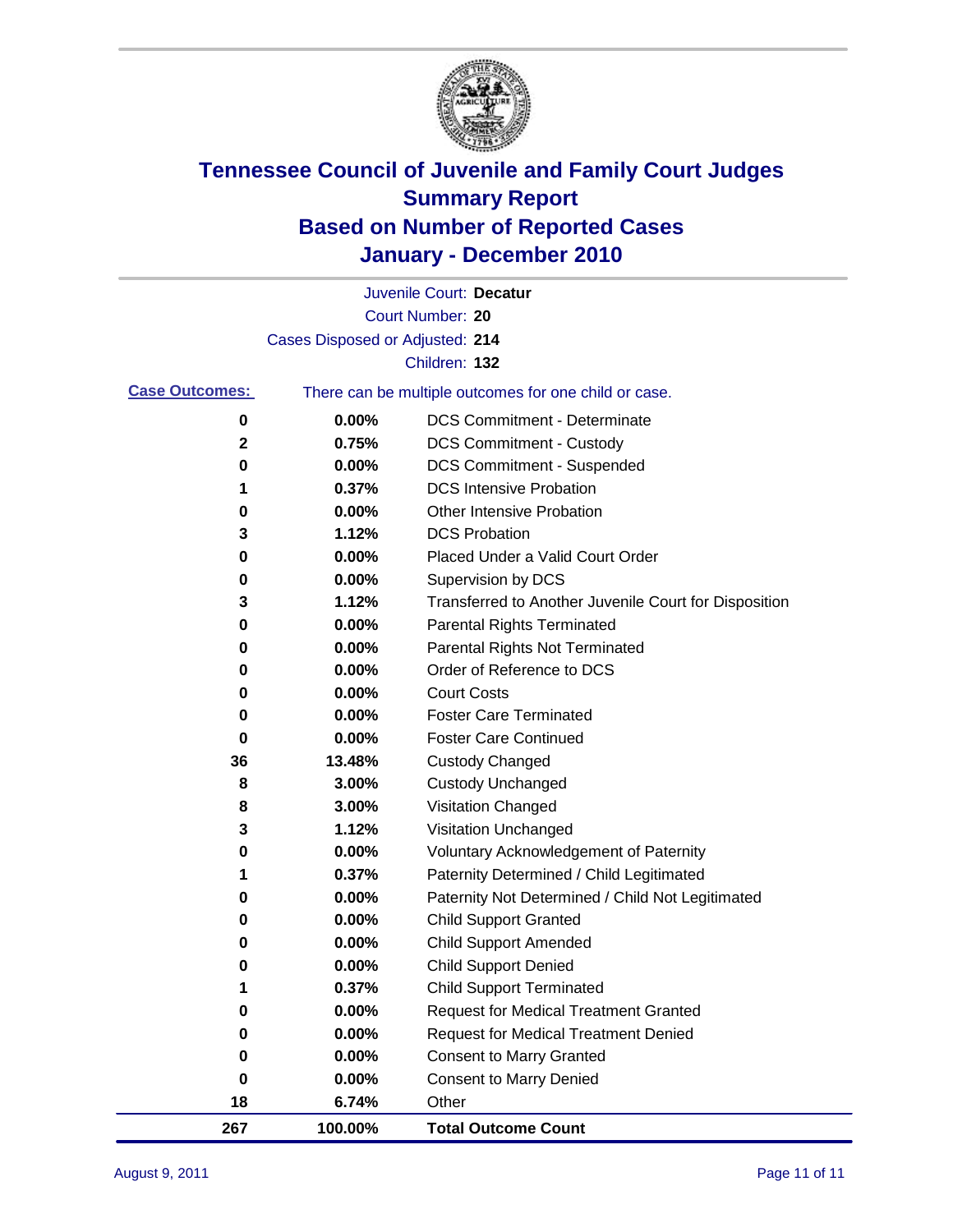# Tennessee Council of Juvenile and Family Court Judges
## Summary Report
## Based on Number of Reported Cases
## January - December 2010

Juvenile Court: **Decatur**
Court Number: **20**
Cases Disposed or Adjusted: **214**
Children: **132**

**Case Outcomes:** There can be multiple outcomes for one child or case.

| | | |
|---|---|---|
| 0 | 0.00% | DCS Commitment - Determinate |
| 2 | 0.75% | DCS Commitment - Custody |
| 0 | 0.00% | DCS Commitment - Suspended |
| 1 | 0.37% | DCS Intensive Probation |
| 0 | 0.00% | Other Intensive Probation |
| 3 | 1.12% | DCS Probation |
| 0 | 0.00% | Placed Under a Valid Court Order |
| 0 | 0.00% | Supervision by DCS |
| 3 | 1.12% | Transferred to Another Juvenile Court for Disposition |
| 0 | 0.00% | Parental Rights Terminated |
| 0 | 0.00% | Parental Rights Not Terminated |
| 0 | 0.00% | Order of Reference to DCS |
| 0 | 0.00% | Court Costs |
| 0 | 0.00% | Foster Care Terminated |
| 0 | 0.00% | Foster Care Continued |
| 36 | 13.48% | Custody Changed |
| 8 | 3.00% | Custody Unchanged |
| 8 | 3.00% | Visitation Changed |
| 3 | 1.12% | Visitation Unchanged |
| 0 | 0.00% | Voluntary Acknowledgement of Paternity |
| 1 | 0.37% | Paternity Determined / Child Legitimated |
| 0 | 0.00% | Paternity Not Determined / Child Not Legitimated |
| 0 | 0.00% | Child Support Granted |
| 0 | 0.00% | Child Support Amended |
| 0 | 0.00% | Child Support Denied |
| 1 | 0.37% | Child Support Terminated |
| 0 | 0.00% | Request for Medical Treatment Granted |
| 0 | 0.00% | Request for Medical Treatment Denied |
| 0 | 0.00% | Consent to Marry Granted |
| 0 | 0.00% | Consent to Marry Denied |
| 18 | 6.74% | Other |
| **267** | **100.00%** | **Total Outcome Count** |

August 9, 2011